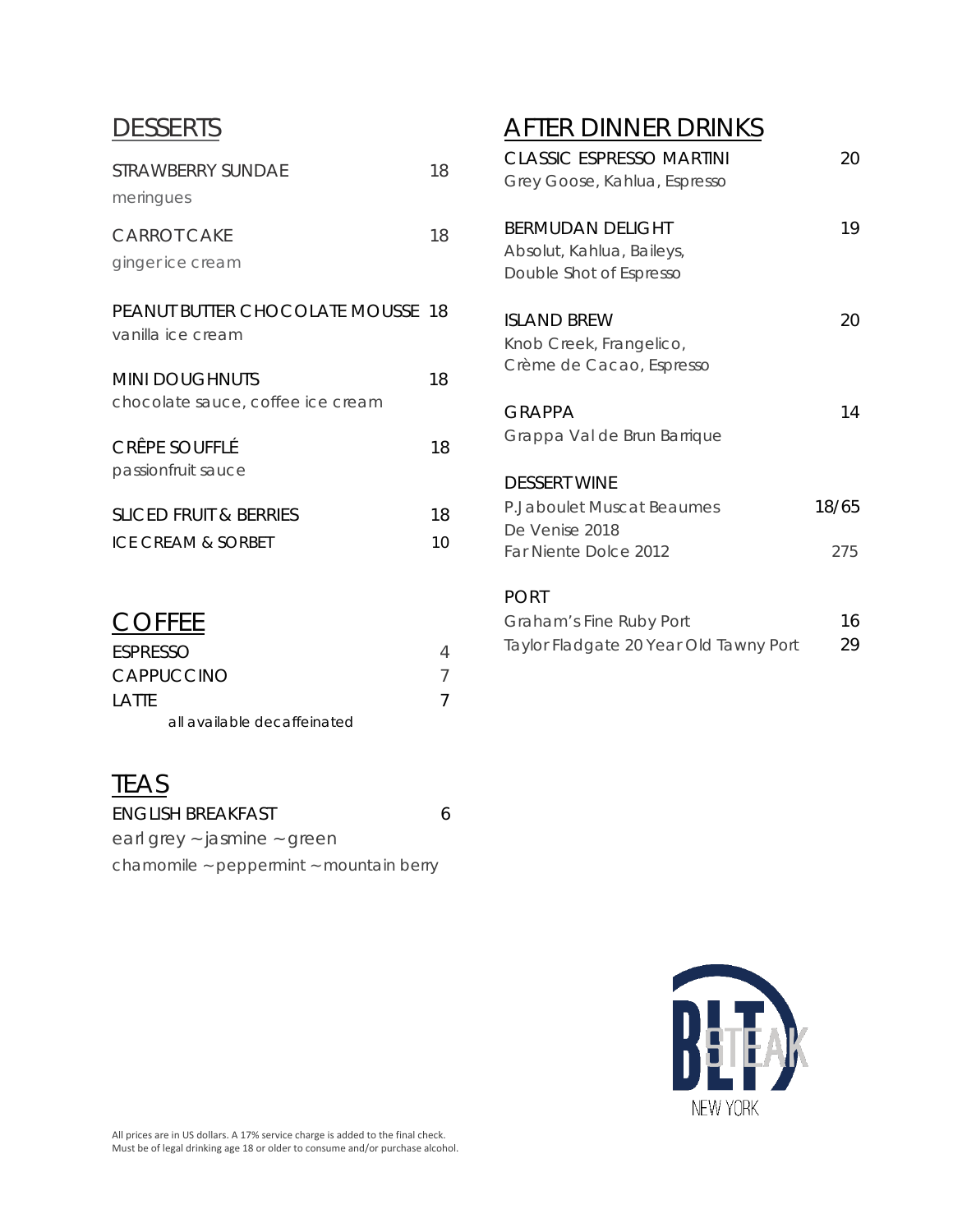## DESSERTS

STRAWBERRY SUNDAE 18
meringues

CARROT CAKE 18
ginger ice cream

PEANUT BUTTER CHOCOLATE MOUSSE 18
vanilla ice cream

MINI DOUGHNUTS 18
chocolate sauce, coffee ice cream

CRÊPE SOUFFLÉ 18
passionfruit sauce

SLICED FRUIT & BERRIES 18

ICE CREAM & SORBET 10

## COFFEE

ESPRESSO 4

CAPPUCCINO 7

LATTE 7

all available decaffeinated

## TEAS

ENGLISH BREAKFAST 6

earl grey ~ jasmine ~ green

chamomile ~ peppermint ~ mountain berry

## AFTER DINNER DRINKS

CLASSIC ESPRESSO MARTINI 20
Grey Goose, Kahlua, Espresso

BERMUDAN DELIGHT 19
Absolut, Kahlua, Baileys,
Double Shot of Espresso

ISLAND BREW 20
Knob Creek, Frangelico,
Crème de Cacao, Espresso

GRAPPA 14
Grappa Val de Brun Barrique

DESSERT WINE

P.Jaboulet Muscat Beaumes De Venise 2018 18/65

Far Niente Dolce 2012 275

PORT

Graham's Fine Ruby Port 16

Taylor Fladgate 20 Year Old Tawny Port 29

BLT STEAK NEW YORK

All prices are in US dollars. A 17% service charge is added to the final check.
Must be of legal drinking age 18 or older to consume and/or purchase alcohol.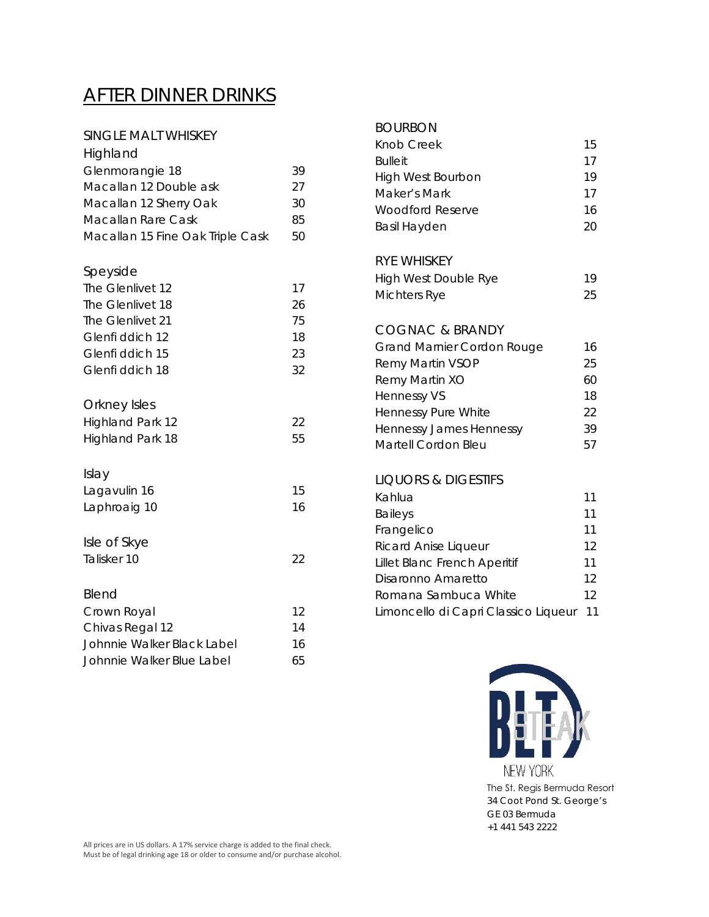# AFTER DINNER DRINKS

## SINGLE MALT WHISKEY

### Highland

| | |
|---|---|
| Glenmorangie 18 | 39 |
| Macallan 12 Double ask | 27 |
| Macallan 12 Sherry Oak | 30 |
| Macallan Rare Cask | 85 |
| Macallan 15 Fine Oak Triple Cask | 50 |

### Speyside

| | |
|---|---|
| The Glenlivet 12 | 17 |
| The Glenlivet 18 | 26 |
| The Glenlivet 21 | 75 |
| Glenfiddich 12 | 18 |
| Glenfiddich 15 | 23 |
| Glenfiddich 18 | 32 |

### Orkney Isles

| | |
|---|---|
| Highland Park 12 | 22 |
| Highland Park 18 | 55 |

### Islay

| | |
|---|---|
| Lagavulin 16 | 15 |
| Laphroaig 10 | 16 |

### Isle of Skye

| | |
|---|---|
| Talisker 10 | 22 |

### Blend

| | |
|---|---|
| Crown Royal | 12 |
| Chivas Regal 12 | 14 |
| Johnnie Walker Black Label | 16 |
| Johnnie Walker Blue Label | 65 |

## BOURBON

| | |
|---|---|
| Knob Creek | 15 |
| Bulleit | 17 |
| High West Bourbon | 19 |
| Maker's Mark | 17 |
| Woodford Reserve | 16 |
| Basil Hayden | 20 |

## RYE WHISKEY

| | |
|---|---|
| High West Double Rye | 19 |
| Michters Rye | 25 |

## COGNAC & BRANDY

| | |
|---|---|
| Grand Marnier Cordon Rouge | 16 |
| Remy Martin VSOP | 25 |
| Remy Martin XO | 60 |
| Hennessy VS | 18 |
| Hennessy Pure White | 22 |
| Hennessy James Hennessy | 39 |
| Martell Cordon Bleu | 57 |

## LIQUORS & DIGESTIFS

| | |
|---|---|
| Kahlua | 11 |
| Baileys | 11 |
| Frangelico | 11 |
| Ricard Anise Liqueur | 12 |
| Lillet Blanc French Aperitif | 11 |
| Disaronno Amaretto | 12 |
| Romana Sambuca White | 12 |
| Limoncello di Capri Classico Liqueur | 11 |

BLT STEAK
NEW YORK

The St. Regis Bermuda Resort
34 Coot Pond St. George's
GE 03 Bermuda
+1 441 543 2222

All prices are in US dollars. A 17% service charge is added to the final check.
Must be of legal drinking age 18 or older to consume and/or purchase alcohol.